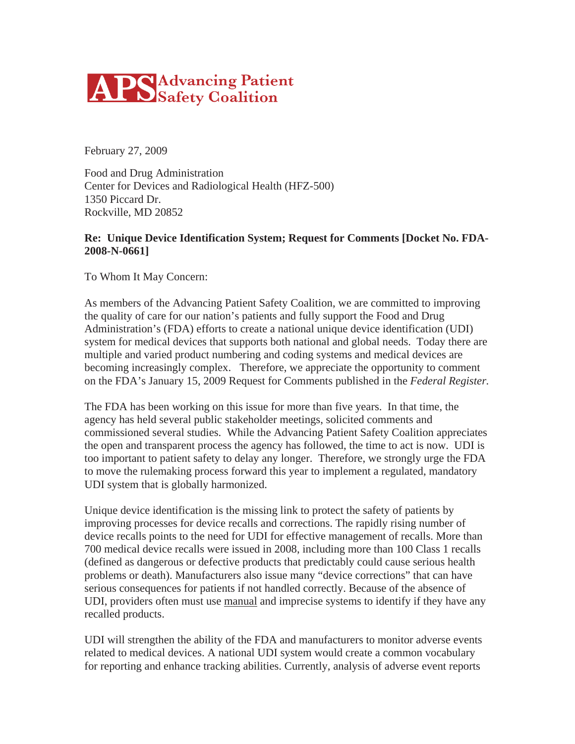**APS** Advancing Patient Safety Coalition

February 27, 2009

Food and Drug Administration
Center for Devices and Radiological Health (HFZ-500)
1350 Piccard Dr.
Rockville, MD 20852

**Re: Unique Device Identification System; Request for Comments [Docket No. FDA-2008-N-0661]**

To Whom It May Concern:

As members of the Advancing Patient Safety Coalition, we are committed to improving the quality of care for our nation's patients and fully support the Food and Drug Administration's (FDA) efforts to create a national unique device identification (UDI) system for medical devices that supports both national and global needs. Today there are multiple and varied product numbering and coding systems and medical devices are becoming increasingly complex. Therefore, we appreciate the opportunity to comment on the FDA's January 15, 2009 Request for Comments published in the *Federal Register.*

The FDA has been working on this issue for more than five years. In that time, the agency has held several public stakeholder meetings, solicited comments and commissioned several studies. While the Advancing Patient Safety Coalition appreciates the open and transparent process the agency has followed, the time to act is now. UDI is too important to patient safety to delay any longer. Therefore, we strongly urge the FDA to move the rulemaking process forward this year to implement a regulated, mandatory UDI system that is globally harmonized.

Unique device identification is the missing link to protect the safety of patients by improving processes for device recalls and corrections. The rapidly rising number of device recalls points to the need for UDI for effective management of recalls. More than 700 medical device recalls were issued in 2008, including more than 100 Class 1 recalls (defined as dangerous or defective products that predictably could cause serious health problems or death). Manufacturers also issue many "device corrections" that can have serious consequences for patients if not handled correctly. Because of the absence of UDI, providers often must use manual and imprecise systems to identify if they have any recalled products.

UDI will strengthen the ability of the FDA and manufacturers to monitor adverse events related to medical devices. A national UDI system would create a common vocabulary for reporting and enhance tracking abilities. Currently, analysis of adverse event reports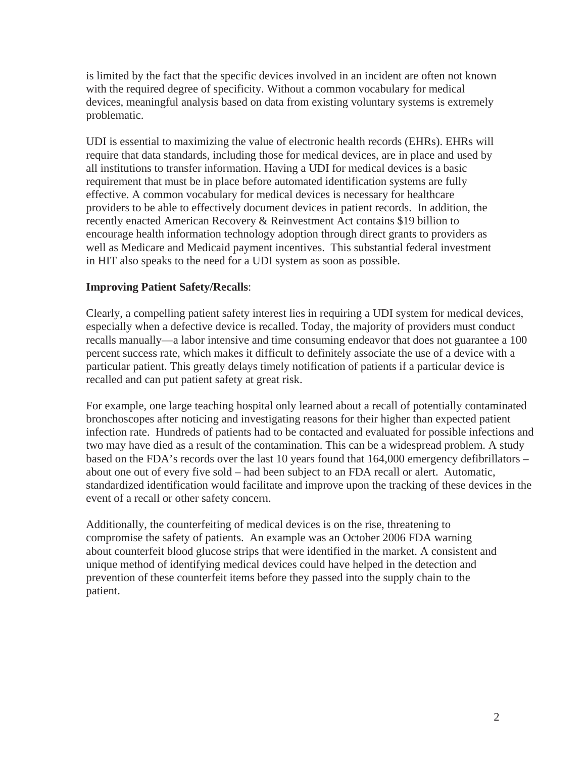is limited by the fact that the specific devices involved in an incident are often not known with the required degree of specificity. Without a common vocabulary for medical devices, meaningful analysis based on data from existing voluntary systems is extremely problematic.

UDI is essential to maximizing the value of electronic health records (EHRs). EHRs will require that data standards, including those for medical devices, are in place and used by all institutions to transfer information. Having a UDI for medical devices is a basic requirement that must be in place before automated identification systems are fully effective. A common vocabulary for medical devices is necessary for healthcare providers to be able to effectively document devices in patient records. In addition, the recently enacted American Recovery & Reinvestment Act contains $19 billion to encourage health information technology adoption through direct grants to providers as well as Medicare and Medicaid payment incentives. This substantial federal investment in HIT also speaks to the need for a UDI system as soon as possible.

**Improving Patient Safety/Recalls**:

Clearly, a compelling patient safety interest lies in requiring a UDI system for medical devices, especially when a defective device is recalled. Today, the majority of providers must conduct recalls manually—a labor intensive and time consuming endeavor that does not guarantee a 100 percent success rate, which makes it difficult to definitely associate the use of a device with a particular patient. This greatly delays timely notification of patients if a particular device is recalled and can put patient safety at great risk.

For example, one large teaching hospital only learned about a recall of potentially contaminated bronchoscopes after noticing and investigating reasons for their higher than expected patient infection rate. Hundreds of patients had to be contacted and evaluated for possible infections and two may have died as a result of the contamination. This can be a widespread problem. A study based on the FDA's records over the last 10 years found that 164,000 emergency defibrillators – about one out of every five sold – had been subject to an FDA recall or alert. Automatic, standardized identification would facilitate and improve upon the tracking of these devices in the event of a recall or other safety concern.

Additionally, the counterfeiting of medical devices is on the rise, threatening to compromise the safety of patients. An example was an October 2006 FDA warning about counterfeit blood glucose strips that were identified in the market. A consistent and unique method of identifying medical devices could have helped in the detection and prevention of these counterfeit items before they passed into the supply chain to the patient.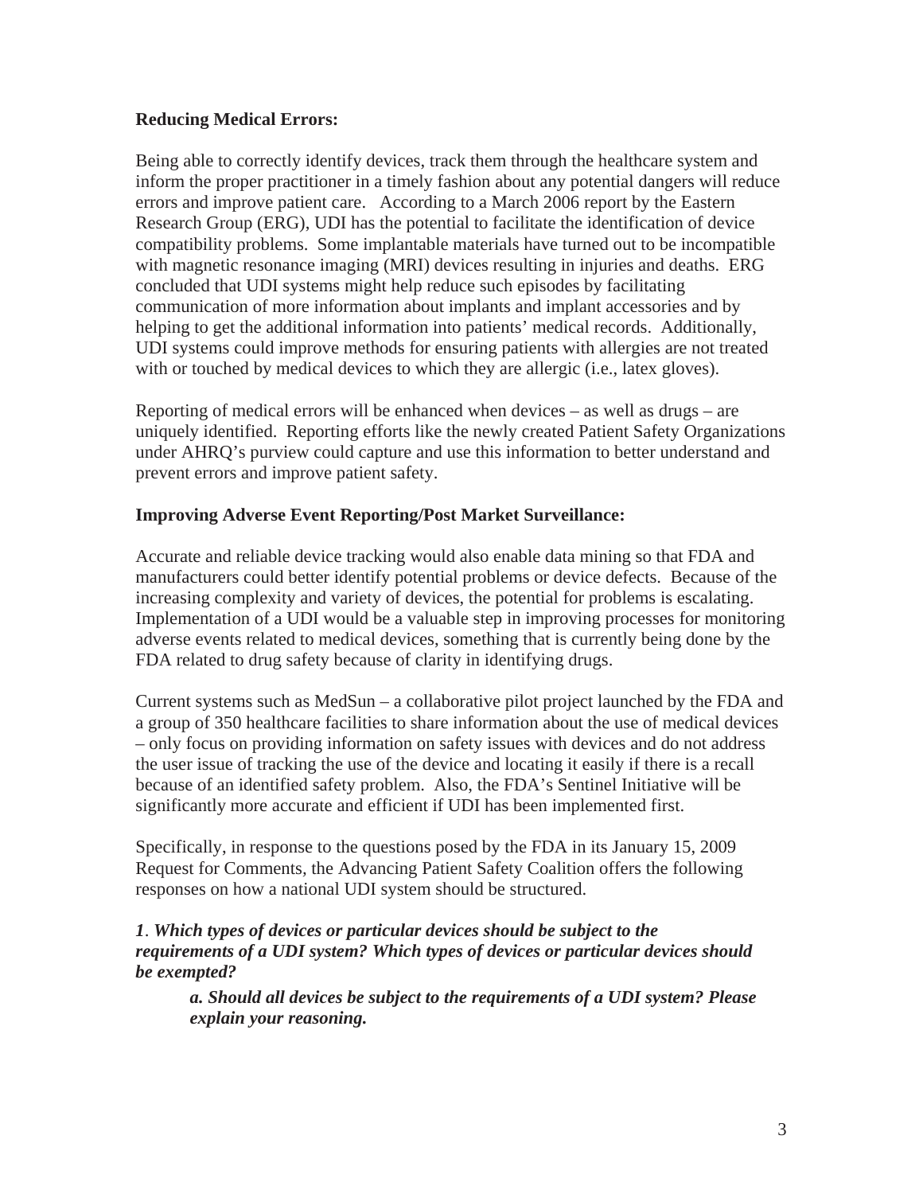**Reducing Medical Errors:**

Being able to correctly identify devices, track them through the healthcare system and inform the proper practitioner in a timely fashion about any potential dangers will reduce errors and improve patient care. According to a March 2006 report by the Eastern Research Group (ERG), UDI has the potential to facilitate the identification of device compatibility problems. Some implantable materials have turned out to be incompatible with magnetic resonance imaging (MRI) devices resulting in injuries and deaths. ERG concluded that UDI systems might help reduce such episodes by facilitating communication of more information about implants and implant accessories and by helping to get the additional information into patients' medical records. Additionally, UDI systems could improve methods for ensuring patients with allergies are not treated with or touched by medical devices to which they are allergic (i.e., latex gloves).

Reporting of medical errors will be enhanced when devices – as well as drugs – are uniquely identified. Reporting efforts like the newly created Patient Safety Organizations under AHRQ's purview could capture and use this information to better understand and prevent errors and improve patient safety.

**Improving Adverse Event Reporting/Post Market Surveillance:**

Accurate and reliable device tracking would also enable data mining so that FDA and manufacturers could better identify potential problems or device defects. Because of the increasing complexity and variety of devices, the potential for problems is escalating. Implementation of a UDI would be a valuable step in improving processes for monitoring adverse events related to medical devices, something that is currently being done by the FDA related to drug safety because of clarity in identifying drugs.

Current systems such as MedSun – a collaborative pilot project launched by the FDA and a group of 350 healthcare facilities to share information about the use of medical devices – only focus on providing information on safety issues with devices and do not address the user issue of tracking the use of the device and locating it easily if there is a recall because of an identified safety problem. Also, the FDA's Sentinel Initiative will be significantly more accurate and efficient if UDI has been implemented first.

Specifically, in response to the questions posed by the FDA in its January 15, 2009 Request for Comments, the Advancing Patient Safety Coalition offers the following responses on how a national UDI system should be structured.

***1. Which types of devices or particular devices should be subject to the requirements of a UDI system? Which types of devices or particular devices should be exempted?***

> ***a. Should all devices be subject to the requirements of a UDI system? Please explain your reasoning.***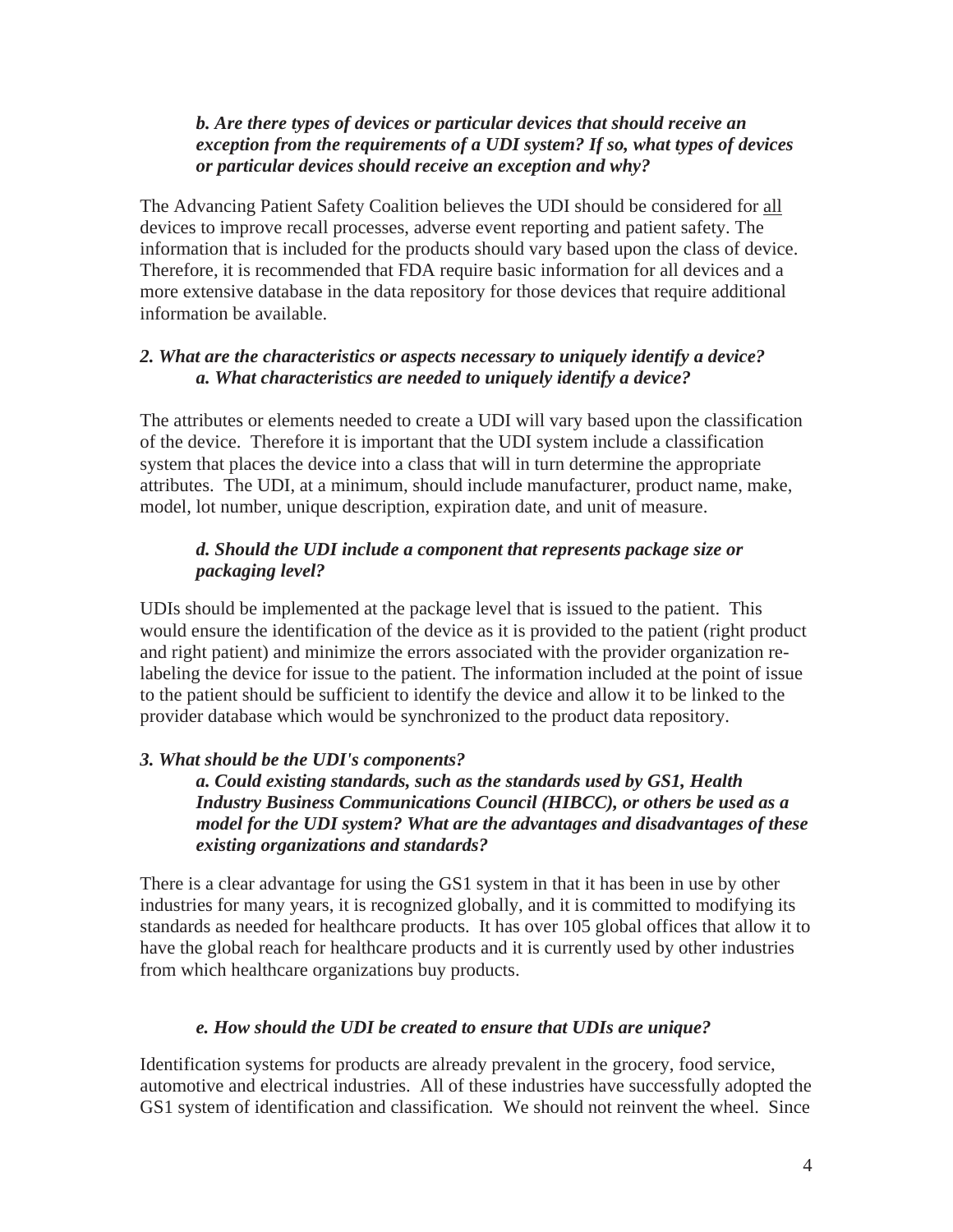*b. Are there types of devices or particular devices that should receive an exception from the requirements of a UDI system? If so, what types of devices or particular devices should receive an exception and why?*

The Advancing Patient Safety Coalition believes the UDI should be considered for <u>all</u> devices to improve recall processes, adverse event reporting and patient safety. The information that is included for the products should vary based upon the class of device. Therefore, it is recommended that FDA require basic information for all devices and a more extensive database in the data repository for those devices that require additional information be available.

***2. What are the characteristics or aspects necessary to uniquely identify a device?***
***a. What characteristics are needed to uniquely identify a device?***

The attributes or elements needed to create a UDI will vary based upon the classification of the device. Therefore it is important that the UDI system include a classification system that places the device into a class that will in turn determine the appropriate attributes. The UDI, at a minimum, should include manufacturer, product name, make, model, lot number, unique description, expiration date, and unit of measure.

***d. Should the UDI include a component that represents package size or packaging level?***

UDIs should be implemented at the package level that is issued to the patient. This would ensure the identification of the device as it is provided to the patient (right product and right patient) and minimize the errors associated with the provider organization re-labeling the device for issue to the patient. The information included at the point of issue to the patient should be sufficient to identify the device and allow it to be linked to the provider database which would be synchronized to the product data repository.

***3. What should be the UDI's components?***
***a. Could existing standards, such as the standards used by GS1, Health Industry Business Communications Council (HIBCC), or others be used as a model for the UDI system? What are the advantages and disadvantages of these existing organizations and standards?***

There is a clear advantage for using the GS1 system in that it has been in use by other industries for many years, it is recognized globally, and it is committed to modifying its standards as needed for healthcare products. It has over 105 global offices that allow it to have the global reach for healthcare products and it is currently used by other industries from which healthcare organizations buy products.

***e. How should the UDI be created to ensure that UDIs are unique?***

Identification systems for products are already prevalent in the grocery, food service, automotive and electrical industries. All of these industries have successfully adopted the GS1 system of identification and classification. We should not reinvent the wheel. Since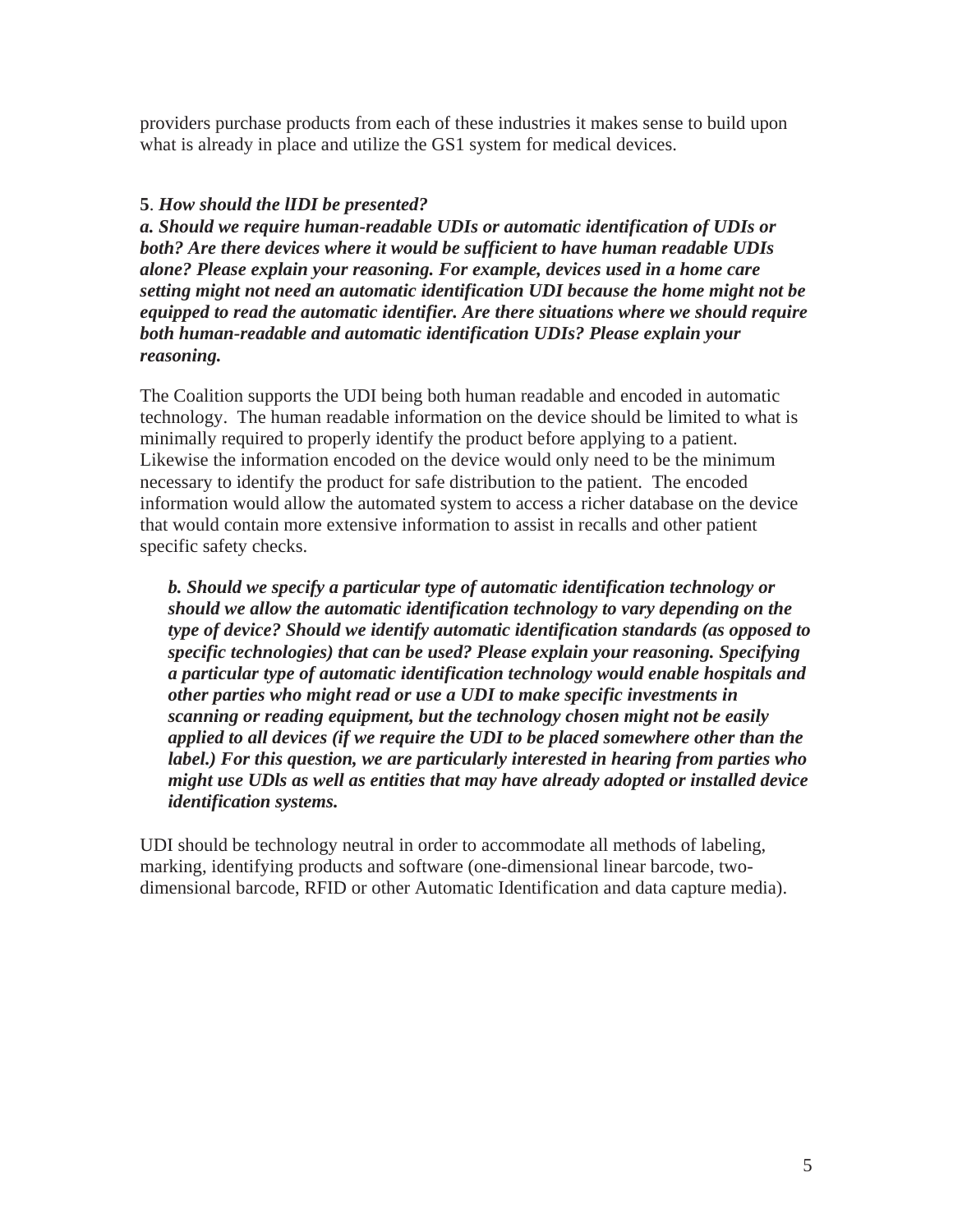providers purchase products from each of these industries it makes sense to build upon what is already in place and utilize the GS1 system for medical devices.

**5**. ***How should the lIDI be presented?***
***a. Should we require human-readable UDIs or automatic identification of UDIs or both? Are there devices where it would be sufficient to have human readable UDIs alone? Please explain your reasoning. For example, devices used in a home care setting might not need an automatic identification UDI because the home might not be equipped to read the automatic identifier. Are there situations where we should require both human-readable and automatic identification UDIs? Please explain your reasoning.***

The Coalition supports the UDI being both human readable and encoded in automatic technology. The human readable information on the device should be limited to what is minimally required to properly identify the product before applying to a patient. Likewise the information encoded on the device would only need to be the minimum necessary to identify the product for safe distribution to the patient. The encoded information would allow the automated system to access a richer database on the device that would contain more extensive information to assist in recalls and other patient specific safety checks.

> ***b. Should we specify a particular type of automatic identification technology or should we allow the automatic identification technology to vary depending on the type of device? Should we identify automatic identification standards (as opposed to specific technologies) that can be used? Please explain your reasoning. Specifying a particular type of automatic identification technology would enable hospitals and other parties who might read or use a UDI to make specific investments in scanning or reading equipment, but the technology chosen might not be easily applied to all devices (if we require the UDI to be placed somewhere other than the label.) For this question, we are particularly interested in hearing from parties who might use UDls as well as entities that may have already adopted or installed device identification systems.***

UDI should be technology neutral in order to accommodate all methods of labeling, marking, identifying products and software (one-dimensional linear barcode, two-dimensional barcode, RFID or other Automatic Identification and data capture media).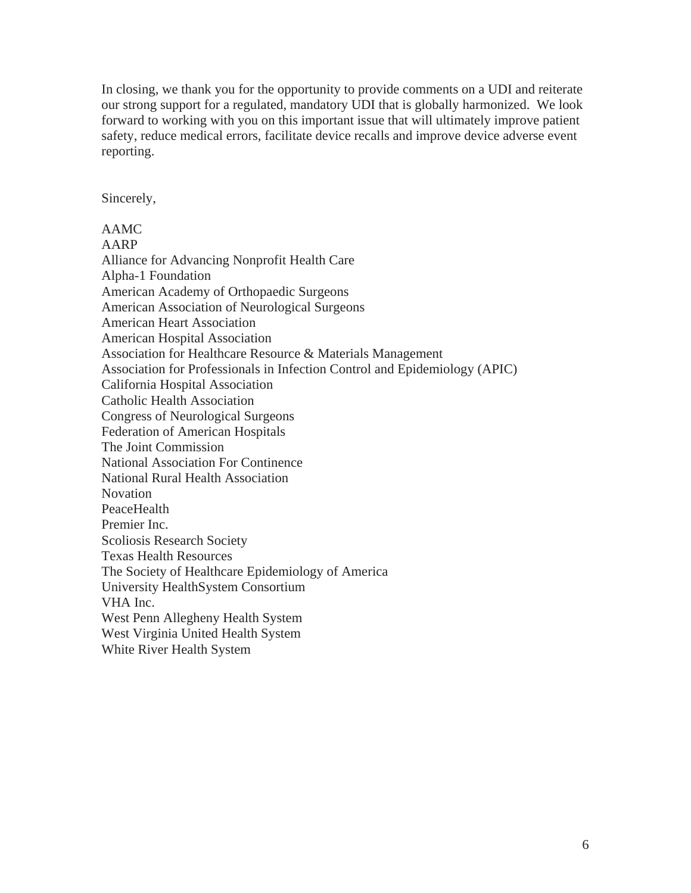In closing, we thank you for the opportunity to provide comments on a UDI and reiterate our strong support for a regulated, mandatory UDI that is globally harmonized. We look forward to working with you on this important issue that will ultimately improve patient safety, reduce medical errors, facilitate device recalls and improve device adverse event reporting.

Sincerely,

AAMC
AARP
Alliance for Advancing Nonprofit Health Care
Alpha-1 Foundation
American Academy of Orthopaedic Surgeons
American Association of Neurological Surgeons
American Heart Association
American Hospital Association
Association for Healthcare Resource & Materials Management
Association for Professionals in Infection Control and Epidemiology (APIC)
California Hospital Association
Catholic Health Association
Congress of Neurological Surgeons
Federation of American Hospitals
The Joint Commission
National Association For Continence
National Rural Health Association
Novation
PeaceHealth
Premier Inc.
Scoliosis Research Society
Texas Health Resources
The Society of Healthcare Epidemiology of America
University HealthSystem Consortium
VHA Inc.
West Penn Allegheny Health System
West Virginia United Health System
White River Health System